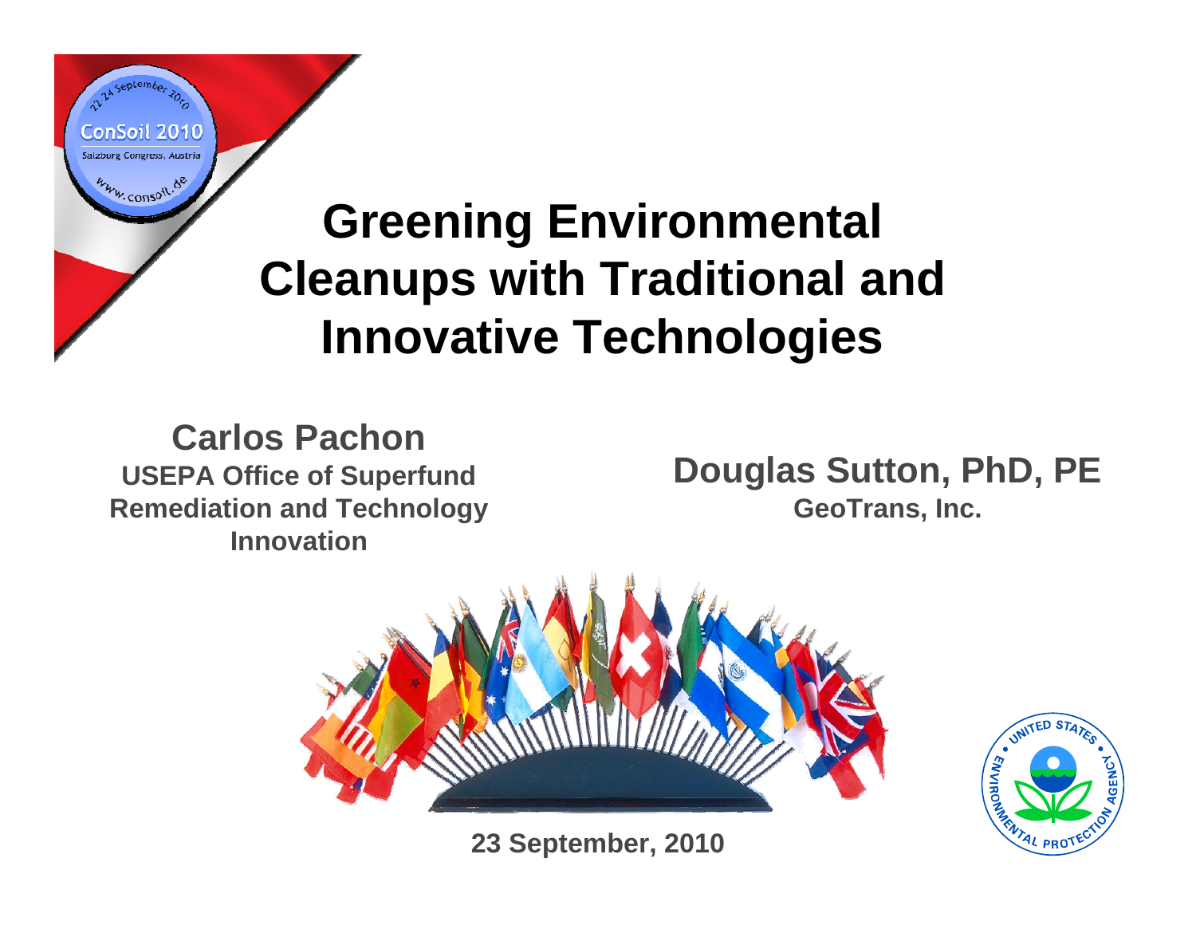# Greening Environmental Cleanups with Traditional and Innovative Technologies

**Carlos Pachon**
**USEPA Office of Superfund Remediation and Technology Innovation**

**Douglas Sutton, PhD, PE**
**GeoTrans, Inc.**

**23 September, 2010**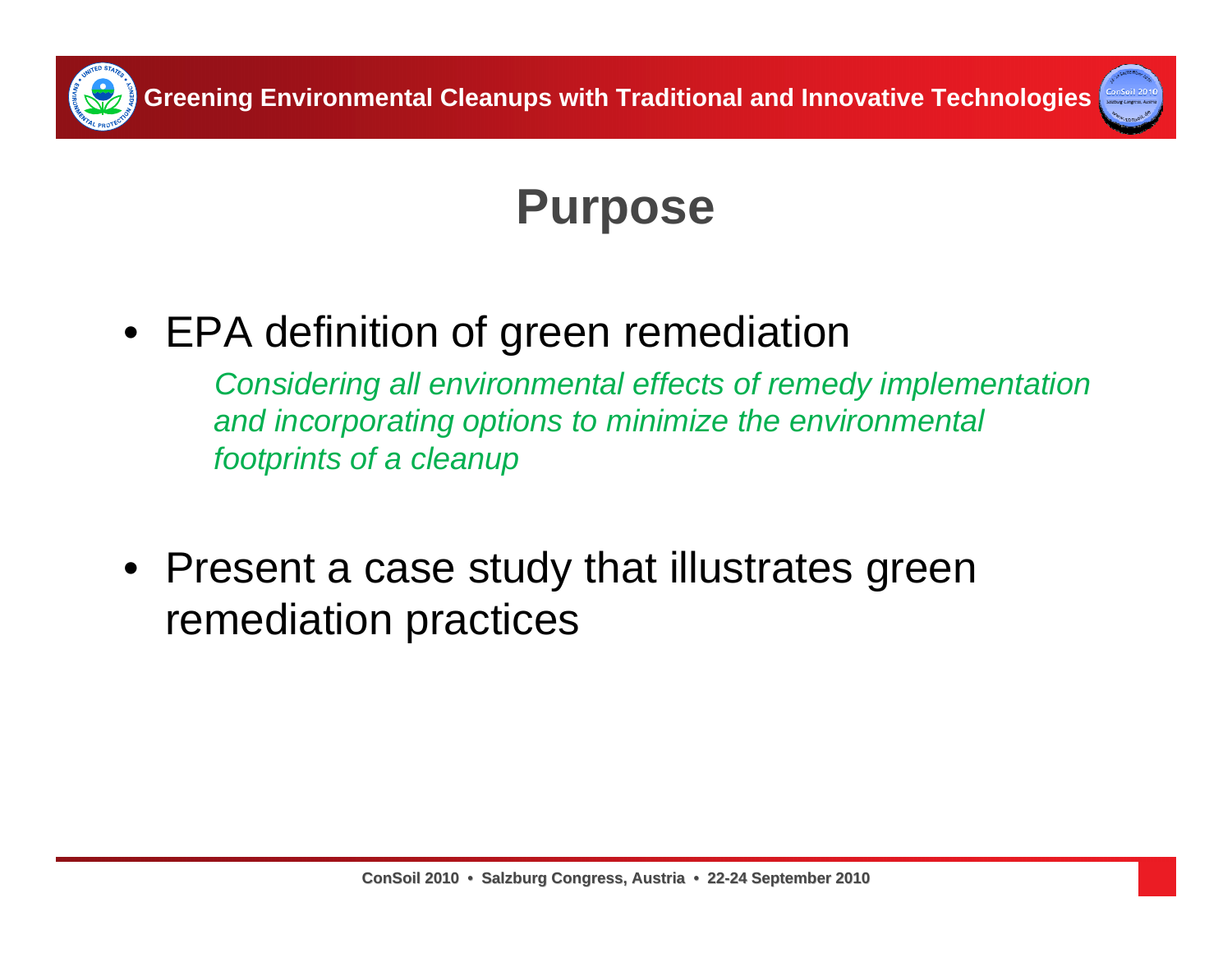# Purpose

- EPA definition of green remediation

  *Considering all environmental effects of remedy implementation and incorporating options to minimize the environmental footprints of a cleanup*

- Present a case study that illustrates green remediation practices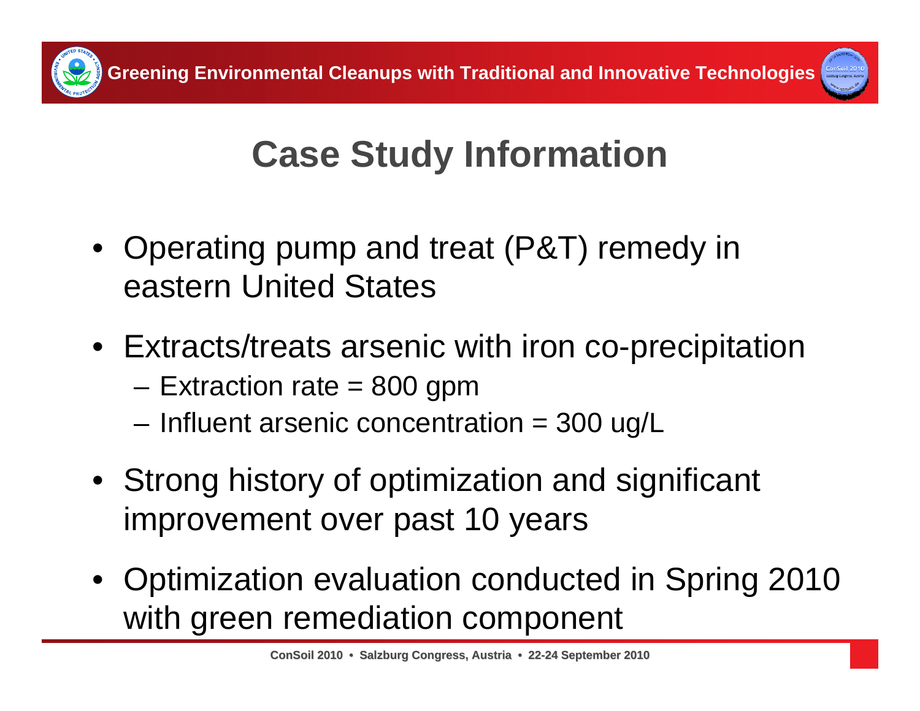# Case Study Information

- Operating pump and treat (P&T) remedy in eastern United States
- Extracts/treats arsenic with iron co-precipitation
  - Extraction rate = 800 gpm
  - Influent arsenic concentration = 300 ug/L
- Strong history of optimization and significant improvement over past 10 years
- Optimization evaluation conducted in Spring 2010 with green remediation component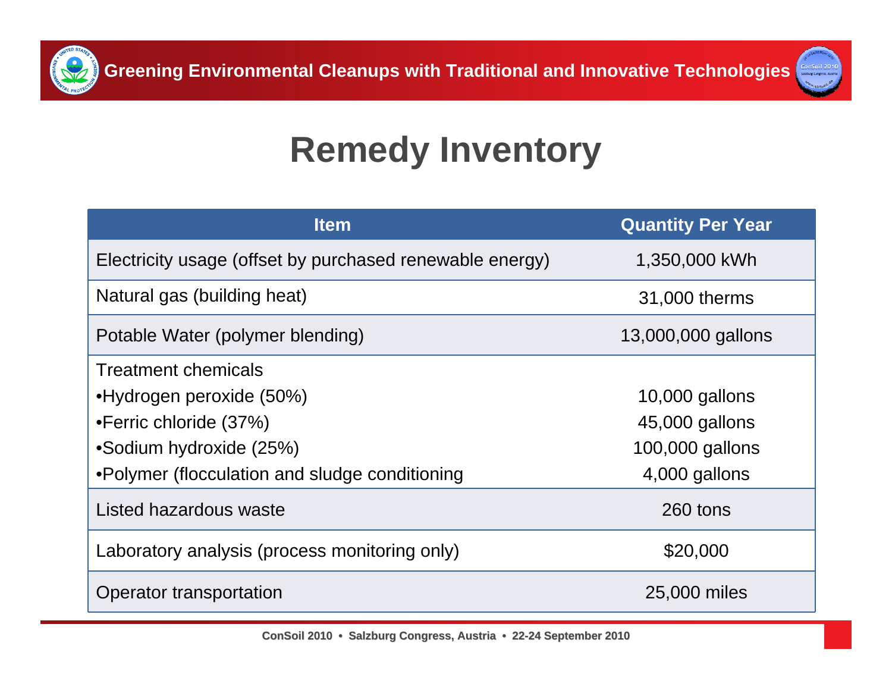# Remedy Inventory

| Item | Quantity Per Year |
|---|---|
| Electricity usage (offset by purchased renewable energy) | 1,350,000 kWh |
| Natural gas (building heat) | 31,000 therms |
| Potable Water (polymer blending) | 13,000,000 gallons |
| Treatment chemicals | |
| •Hydrogen peroxide (50%) | 10,000 gallons |
| •Ferric chloride (37%) | 45,000 gallons |
| •Sodium hydroxide (25%) | 100,000 gallons |
| •Polymer (flocculation and sludge conditioning | 4,000 gallons |
| Listed hazardous waste | 260 tons |
| Laboratory analysis (process monitoring only) | $20,000 |
| Operator transportation | 25,000 miles |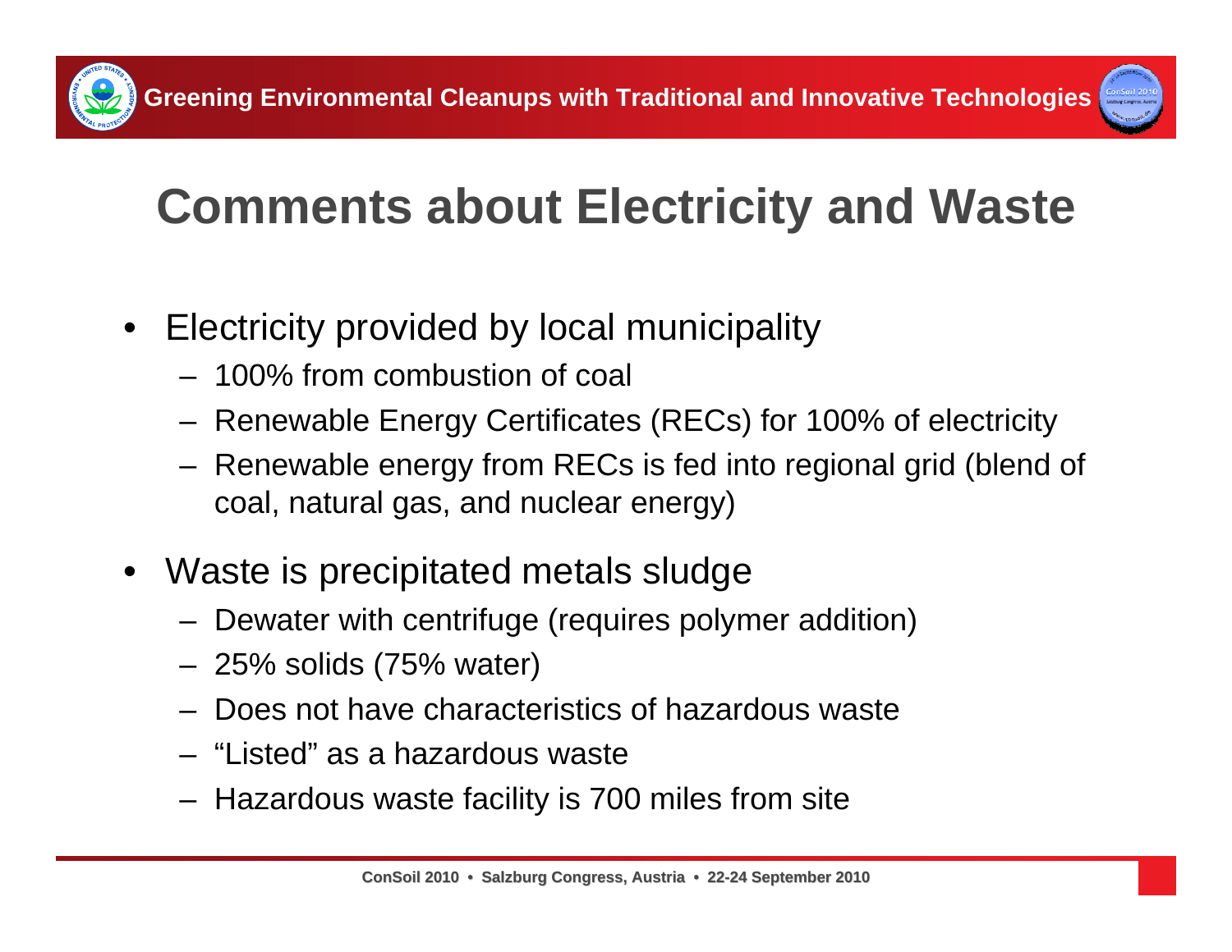# Comments about Electricity and Waste

- Electricity provided by local municipality
  - 100% from combustion of coal
  - Renewable Energy Certificates (RECs) for 100% of electricity
  - Renewable energy from RECs is fed into regional grid (blend of coal, natural gas, and nuclear energy)
- Waste is precipitated metals sludge
  - Dewater with centrifuge (requires polymer addition)
  - 25% solids (75% water)
  - Does not have characteristics of hazardous waste
  - "Listed" as a hazardous waste
  - Hazardous waste facility is 700 miles from site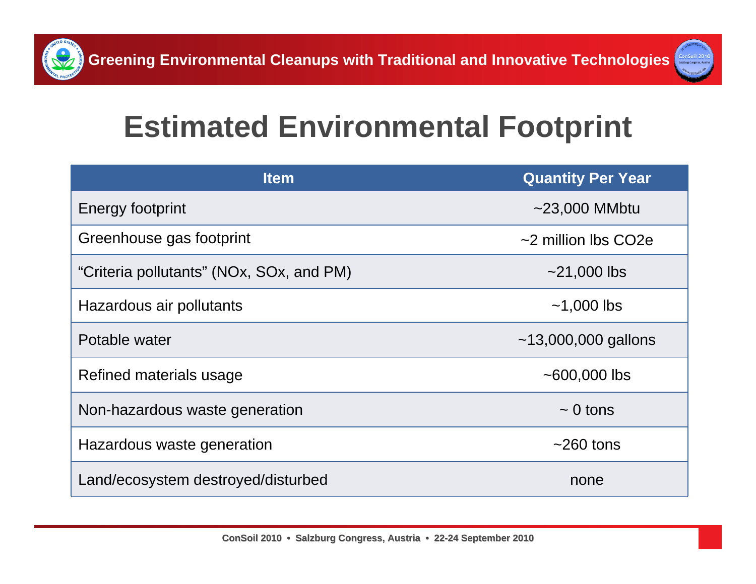# Estimated Environmental Footprint

| Item | Quantity Per Year |
|---|---|
| Energy footprint | ~23,000 MMbtu |
| Greenhouse gas footprint | ~2 million lbs CO2e |
| "Criteria pollutants" (NOx, SOx, and PM) | ~21,000 lbs |
| Hazardous air pollutants | ~1,000 lbs |
| Potable water | ~13,000,000 gallons |
| Refined materials usage | ~600,000 lbs |
| Non-hazardous waste generation | ~ 0 tons |
| Hazardous waste generation | ~260 tons |
| Land/ecosystem destroyed/disturbed | none |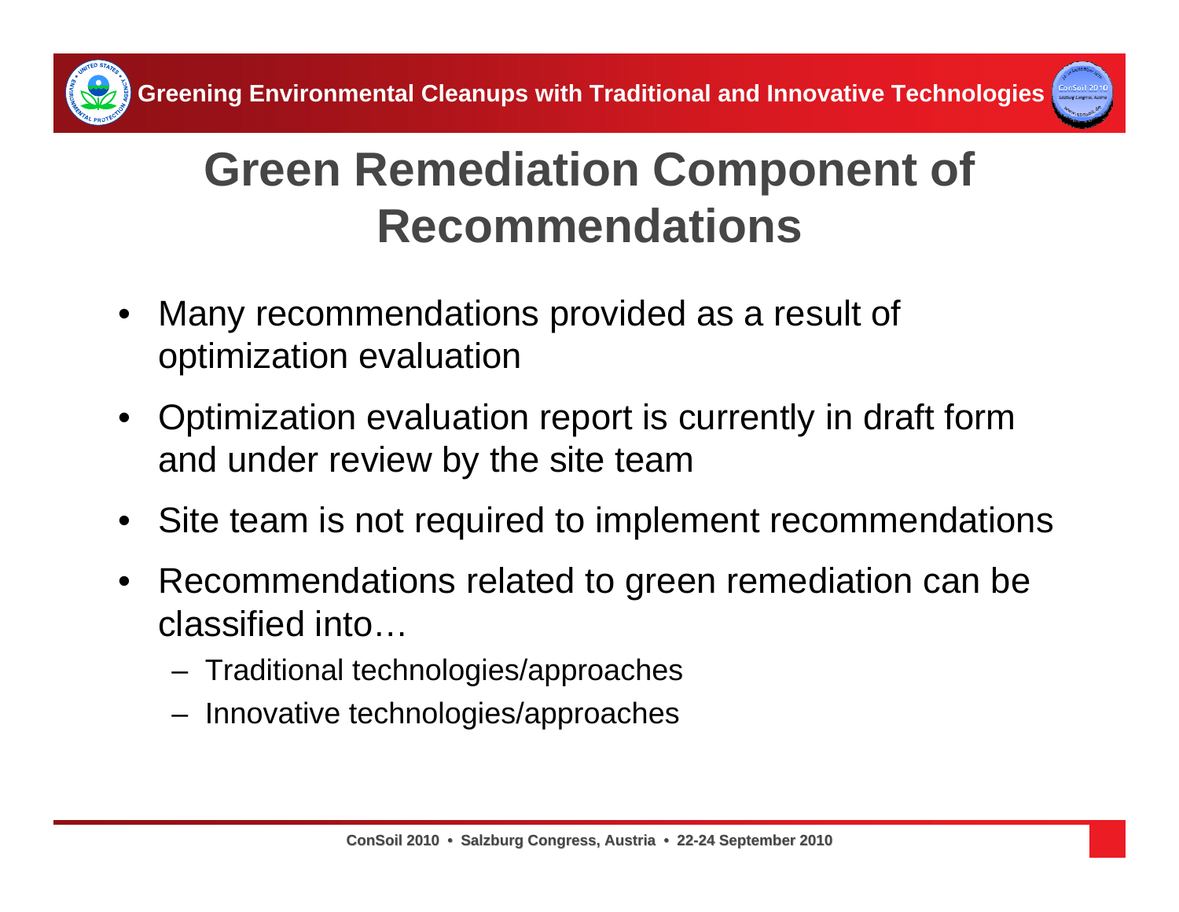# Green Remediation Component of Recommendations

- Many recommendations provided as a result of optimization evaluation
- Optimization evaluation report is currently in draft form and under review by the site team
- Site team is not required to implement recommendations
- Recommendations related to green remediation can be classified into…
  - Traditional technologies/approaches
  - Innovative technologies/approaches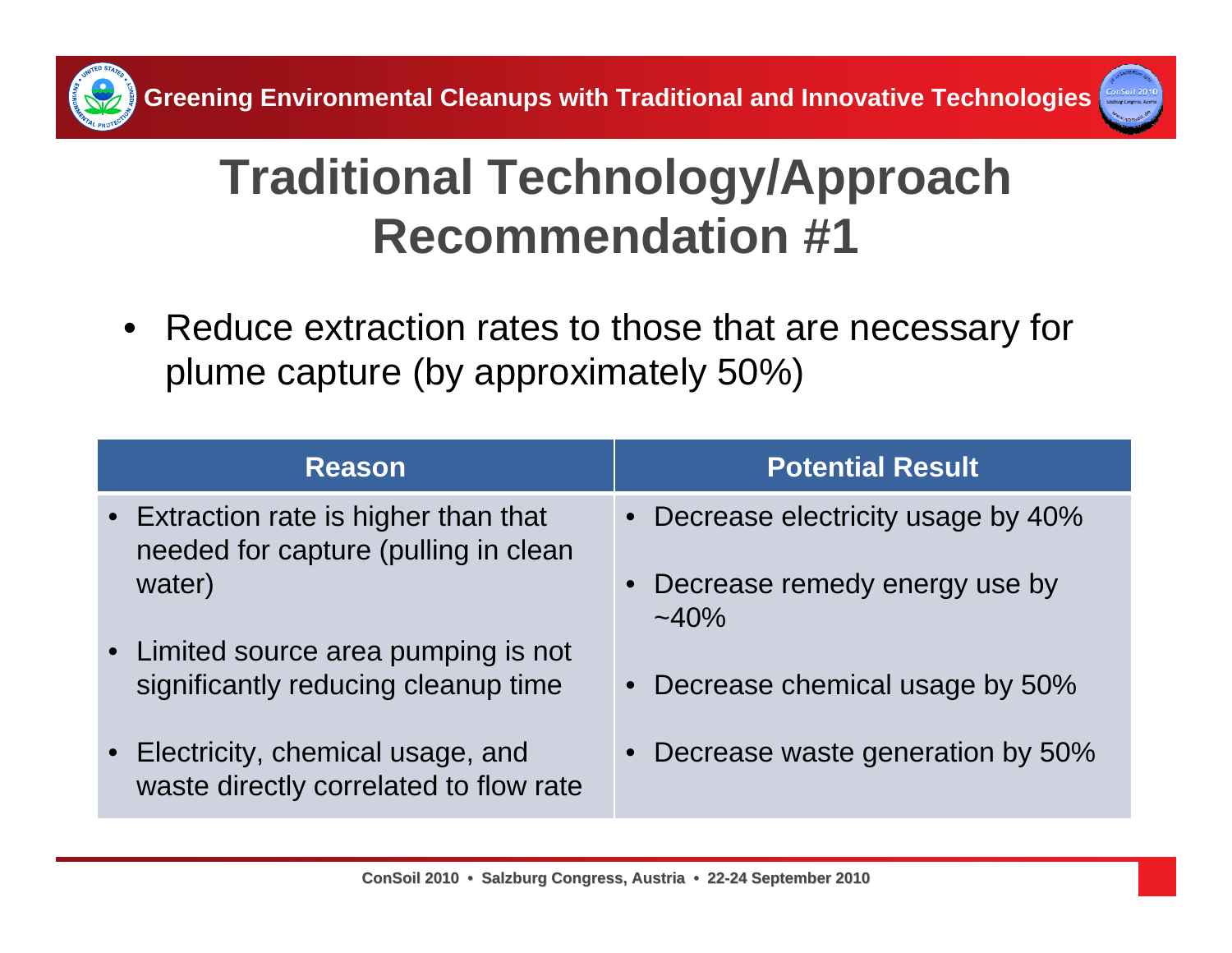# Traditional Technology/Approach Recommendation #1

- Reduce extraction rates to those that are necessary for plume capture (by approximately 50%)

| Reason | Potential Result |
| --- | --- |
| • Extraction rate is higher than that needed for capture (pulling in clean water)<br>• Limited source area pumping is not significantly reducing cleanup time<br>• Electricity, chemical usage, and waste directly correlated to flow rate | • Decrease electricity usage by 40%<br>• Decrease remedy energy use by ~40%<br>• Decrease chemical usage by 50%<br>• Decrease waste generation by 50% |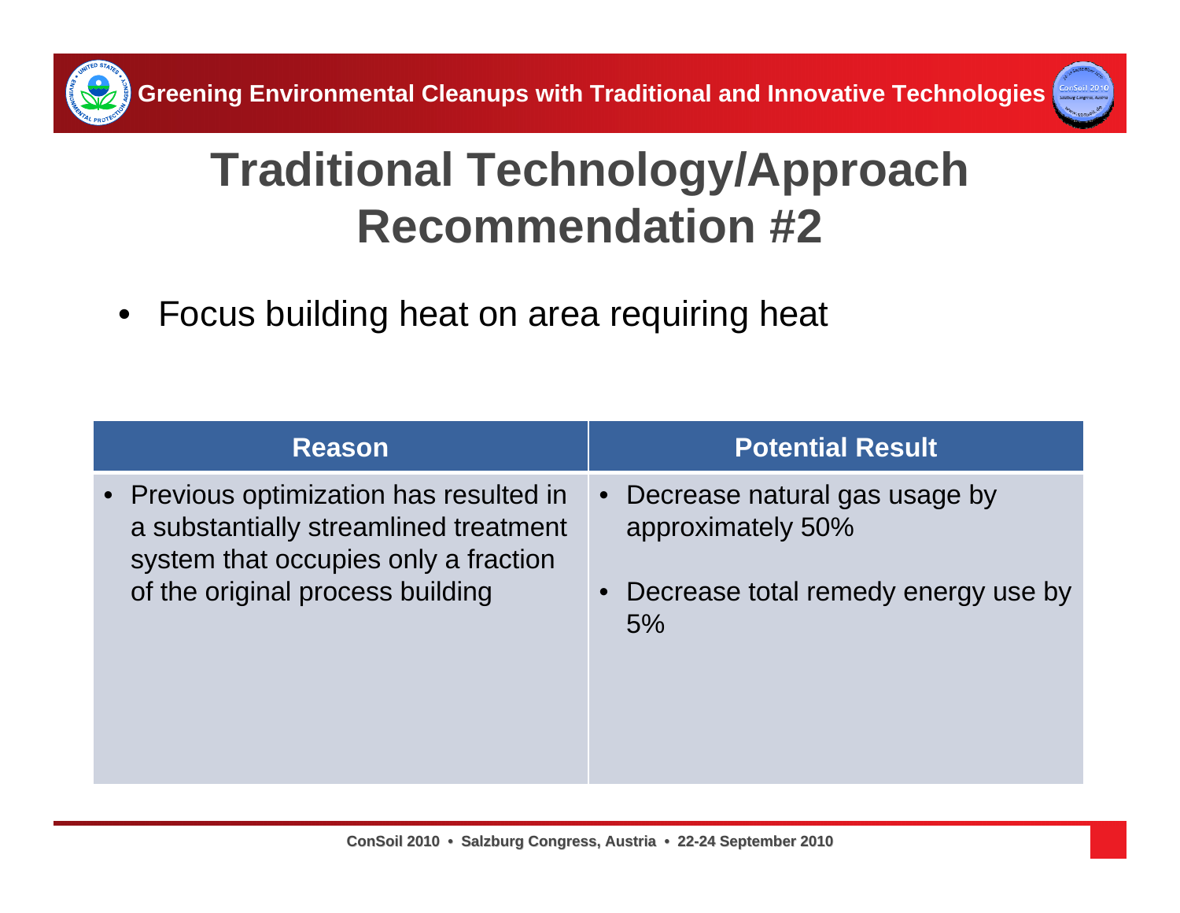# Traditional Technology/Approach Recommendation #2

- Focus building heat on area requiring heat

| Reason | Potential Result |
| --- | --- |
| • Previous optimization has resulted in a substantially streamlined treatment system that occupies only a fraction of the original process building | • Decrease natural gas usage by approximately 50%<br>• Decrease total remedy energy use by 5% |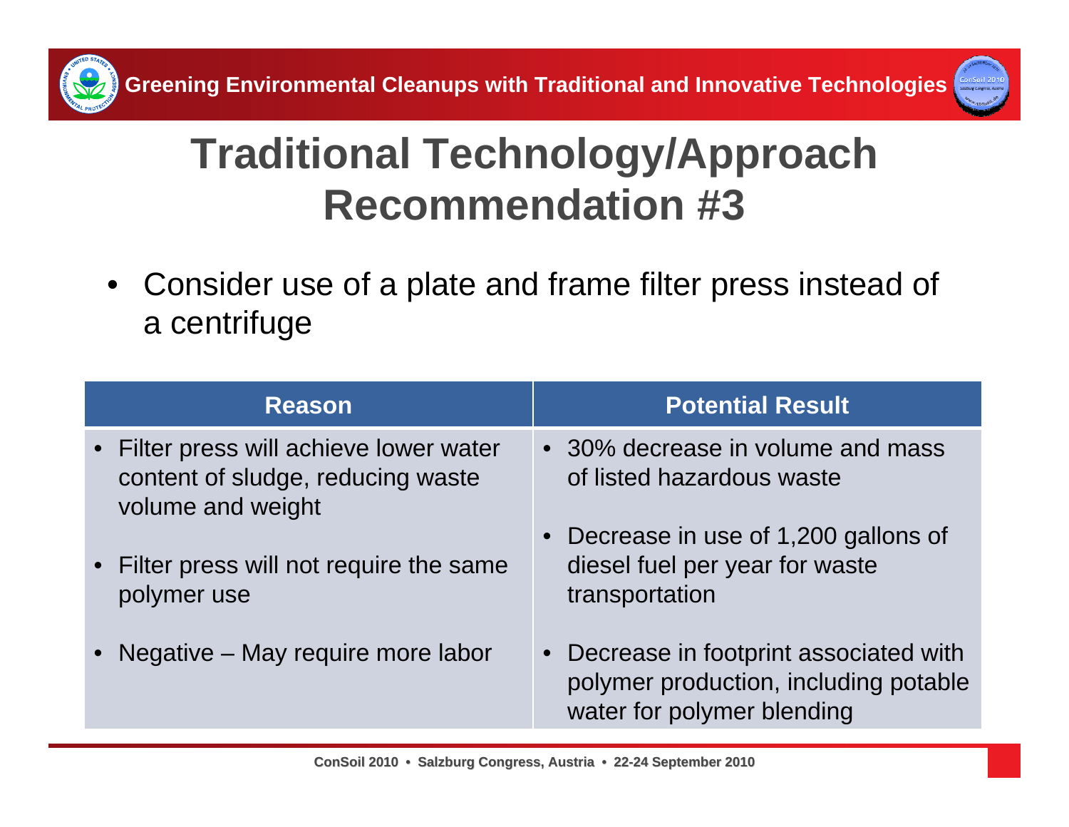# Traditional Technology/Approach Recommendation #3

- Consider use of a plate and frame filter press instead of a centrifuge

| Reason | Potential Result |
|---|---|
| • Filter press will achieve lower water content of sludge, reducing waste volume and weight<br>• Filter press will not require the same polymer use<br>• Negative – May require more labor | • 30% decrease in volume and mass of listed hazardous waste<br>• Decrease in use of 1,200 gallons of diesel fuel per year for waste transportation<br>• Decrease in footprint associated with polymer production, including potable water for polymer blending |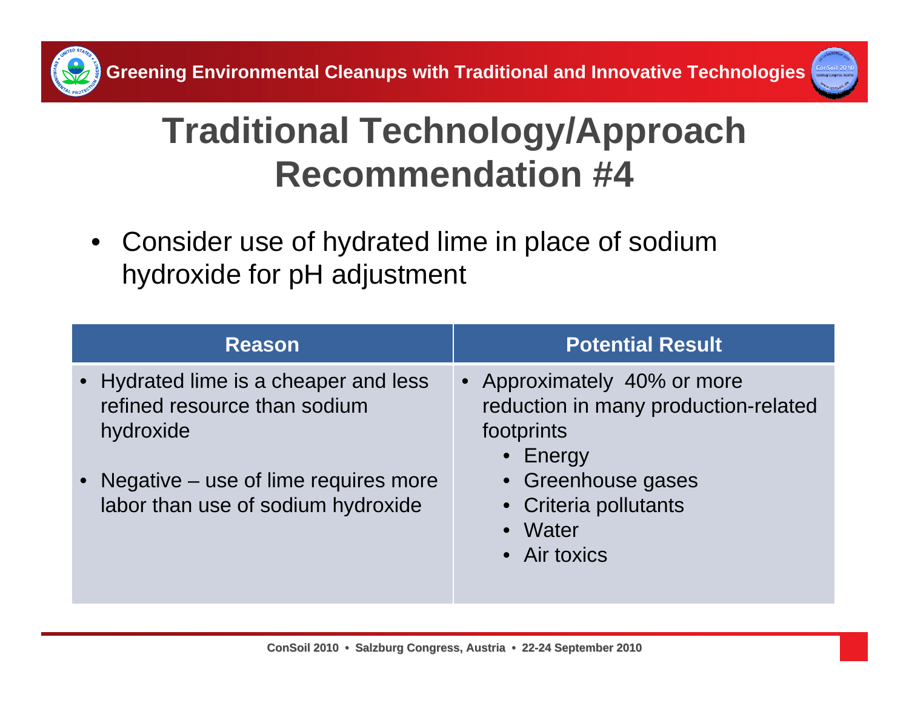# Traditional Technology/Approach Recommendation #4

- Consider use of hydrated lime in place of sodium hydroxide for pH adjustment

| Reason | Potential Result |
|---|---|
| • Hydrated lime is a cheaper and less refined resource than sodium hydroxide<br><br>• Negative – use of lime requires more labor than use of sodium hydroxide | • Approximately 40% or more reduction in many production-related footprints<br>&nbsp;&nbsp;• Energy<br>&nbsp;&nbsp;• Greenhouse gases<br>&nbsp;&nbsp;• Criteria pollutants<br>&nbsp;&nbsp;• Water<br>&nbsp;&nbsp;• Air toxics |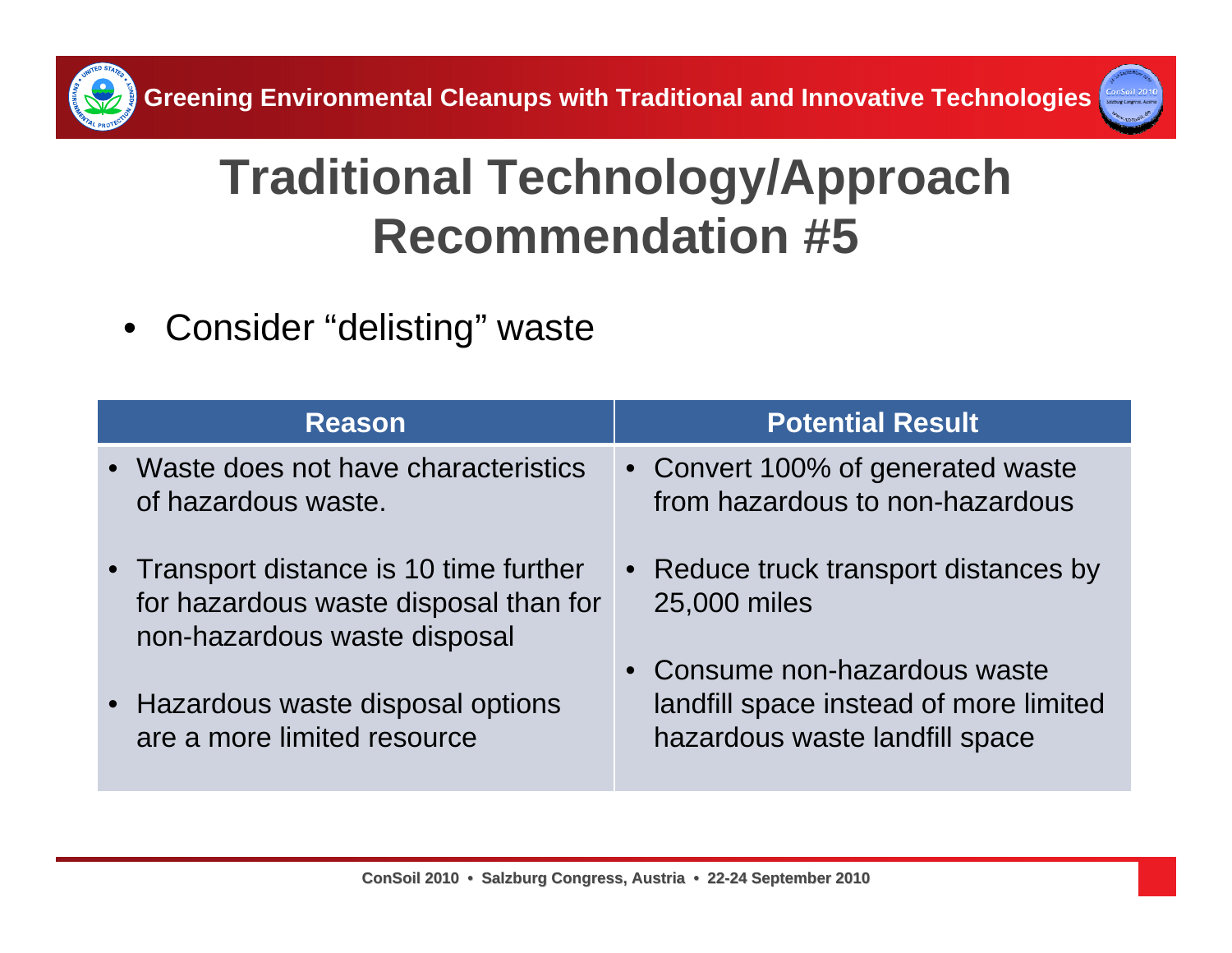# Traditional Technology/Approach Recommendation #5

- Consider "delisting" waste

| Reason | Potential Result |
| --- | --- |
| • Waste does not have characteristics of hazardous waste.<br>• Transport distance is 10 time further for hazardous waste disposal than for non-hazardous waste disposal<br>• Hazardous waste disposal options are a more limited resource | • Convert 100% of generated waste from hazardous to non-hazardous<br>• Reduce truck transport distances by 25,000 miles<br>• Consume non-hazardous waste landfill space instead of more limited hazardous waste landfill space |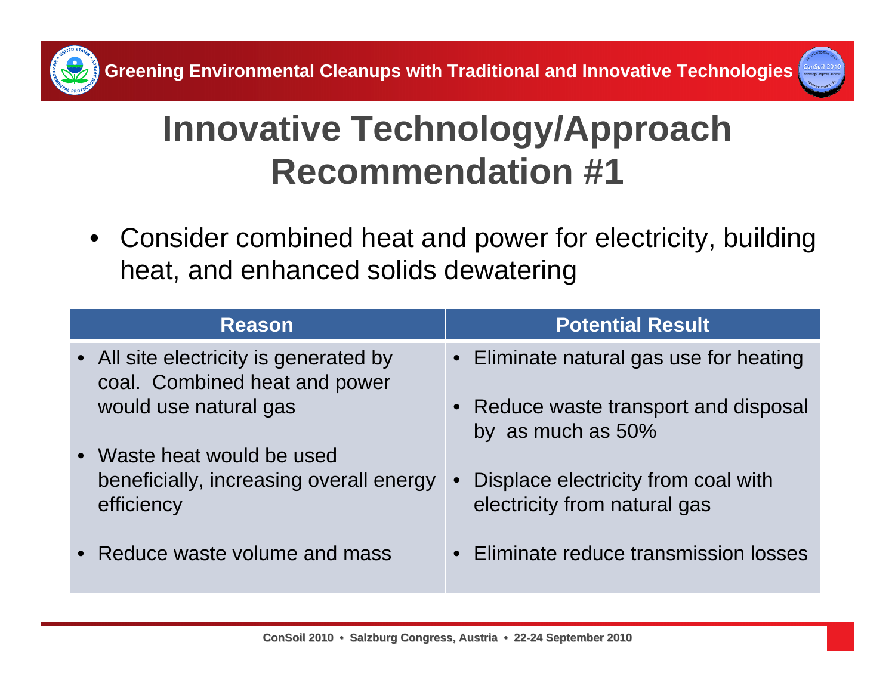# Innovative Technology/Approach Recommendation #1

- Consider combined heat and power for electricity, building heat, and enhanced solids dewatering

| Reason | Potential Result |
|---|---|
| • All site electricity is generated by coal. Combined heat and power would use natural gas<br>• Waste heat would be used beneficially, increasing overall energy efficiency<br>• Reduce waste volume and mass | • Eliminate natural gas use for heating<br>• Reduce waste transport and disposal by as much as 50%<br>• Displace electricity from coal with electricity from natural gas<br>• Eliminate reduce transmission losses |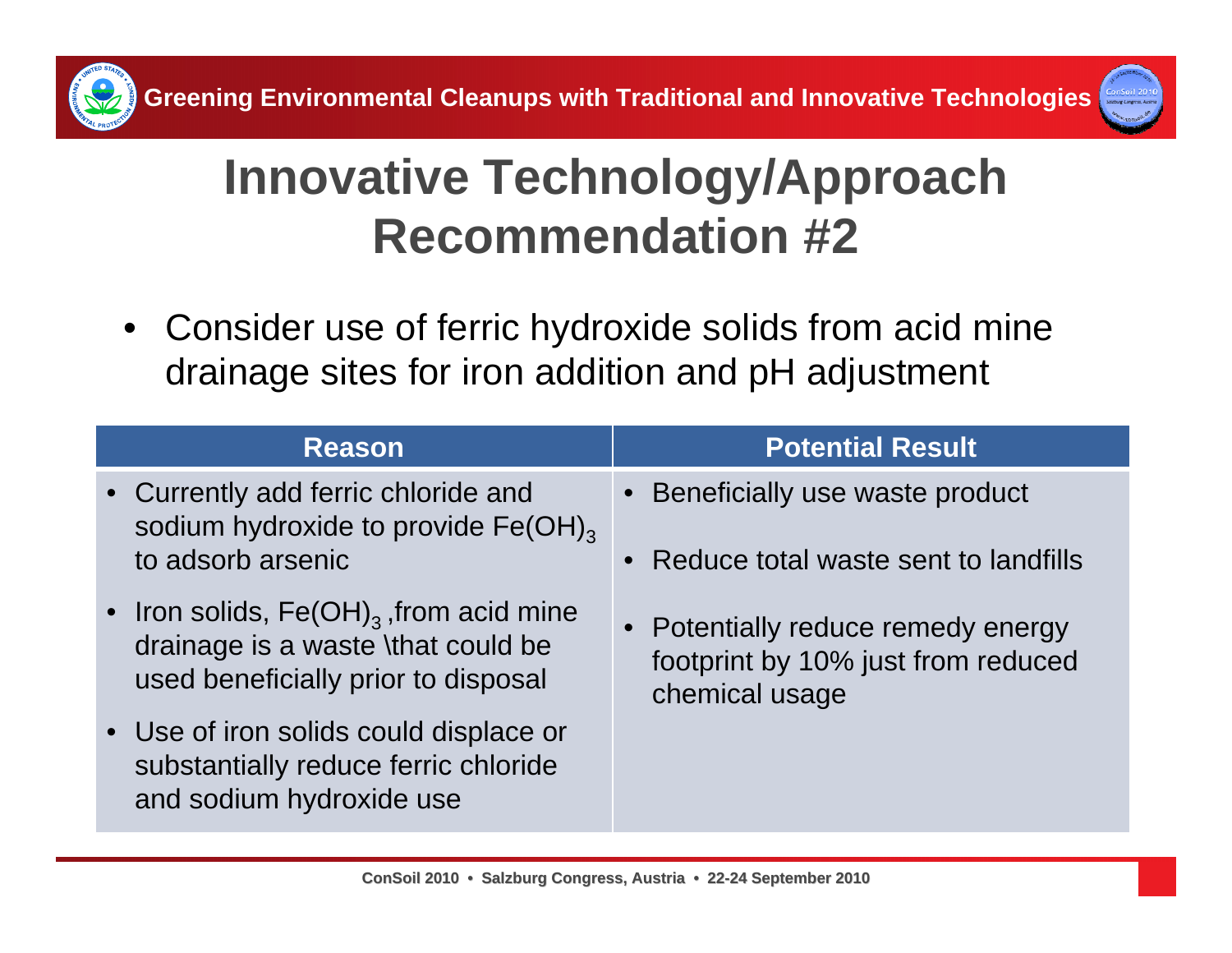# Innovative Technology/Approach Recommendation #2

- Consider use of ferric hydroxide solids from acid mine drainage sites for iron addition and pH adjustment

| Reason | Potential Result |
|---|---|
| • Currently add ferric chloride and sodium hydroxide to provide $Fe(OH)_3$ to adsorb arsenic<br>• Iron solids, $Fe(OH)_3$ ,from acid mine drainage is a waste \that could be used beneficially prior to disposal<br>• Use of iron solids could displace or substantially reduce ferric chloride and sodium hydroxide use | • Beneficially use waste product<br>• Reduce total waste sent to landfills<br>• Potentially reduce remedy energy footprint by 10% just from reduced chemical usage |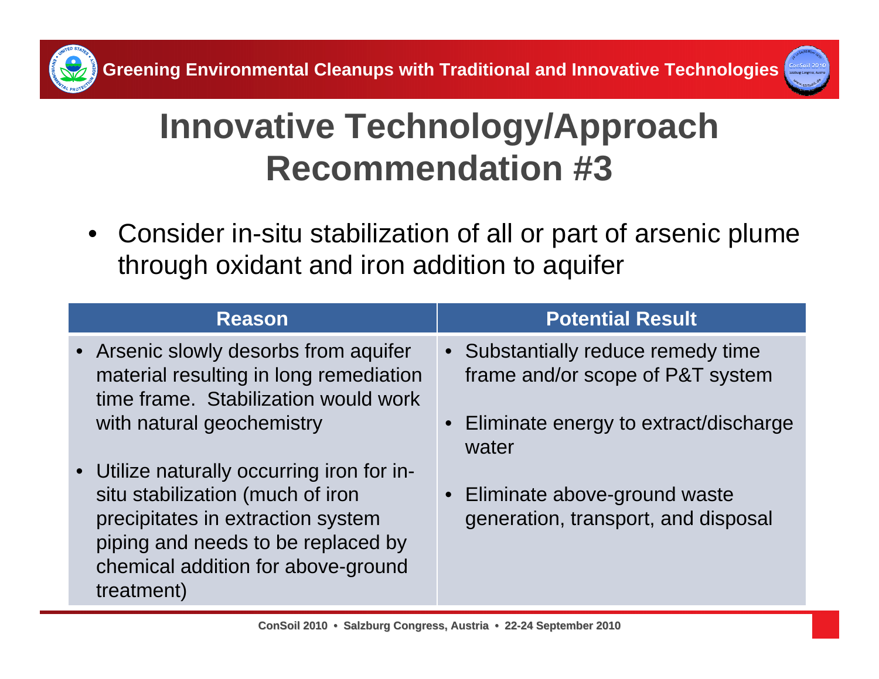# Innovative Technology/Approach Recommendation #3

- Consider in-situ stabilization of all or part of arsenic plume through oxidant and iron addition to aquifer

| Reason | Potential Result |
|---|---|
| • Arsenic slowly desorbs from aquifer material resulting in long remediation time frame. Stabilization would work with natural geochemistry<br>• Utilize naturally occurring iron for in-situ stabilization (much of iron precipitates in extraction system piping and needs to be replaced by chemical addition for above-ground treatment) | • Substantially reduce remedy time frame and/or scope of P&T system<br>• Eliminate energy to extract/discharge water<br>• Eliminate above-ground waste generation, transport, and disposal |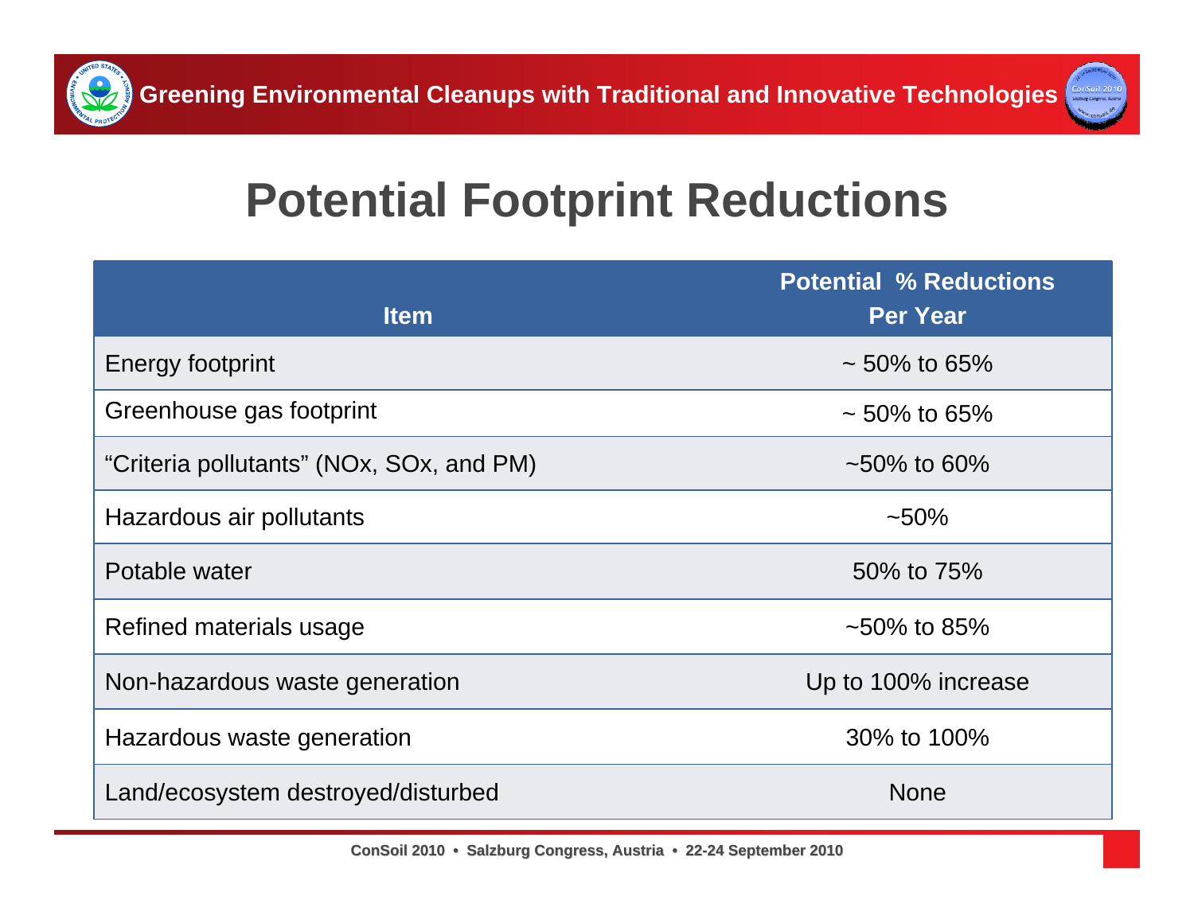# Potential Footprint Reductions

| Item | Potential % Reductions Per Year |
|---|---|
| Energy footprint | ~ 50% to 65% |
| Greenhouse gas footprint | ~ 50% to 65% |
| “Criteria pollutants” (NOx, SOx, and PM) | ~50% to 60% |
| Hazardous air pollutants | ~50% |
| Potable water | 50% to 75% |
| Refined materials usage | ~50% to 85% |
| Non-hazardous waste generation | Up to 100% increase |
| Hazardous waste generation | 30% to 100% |
| Land/ecosystem destroyed/disturbed | None |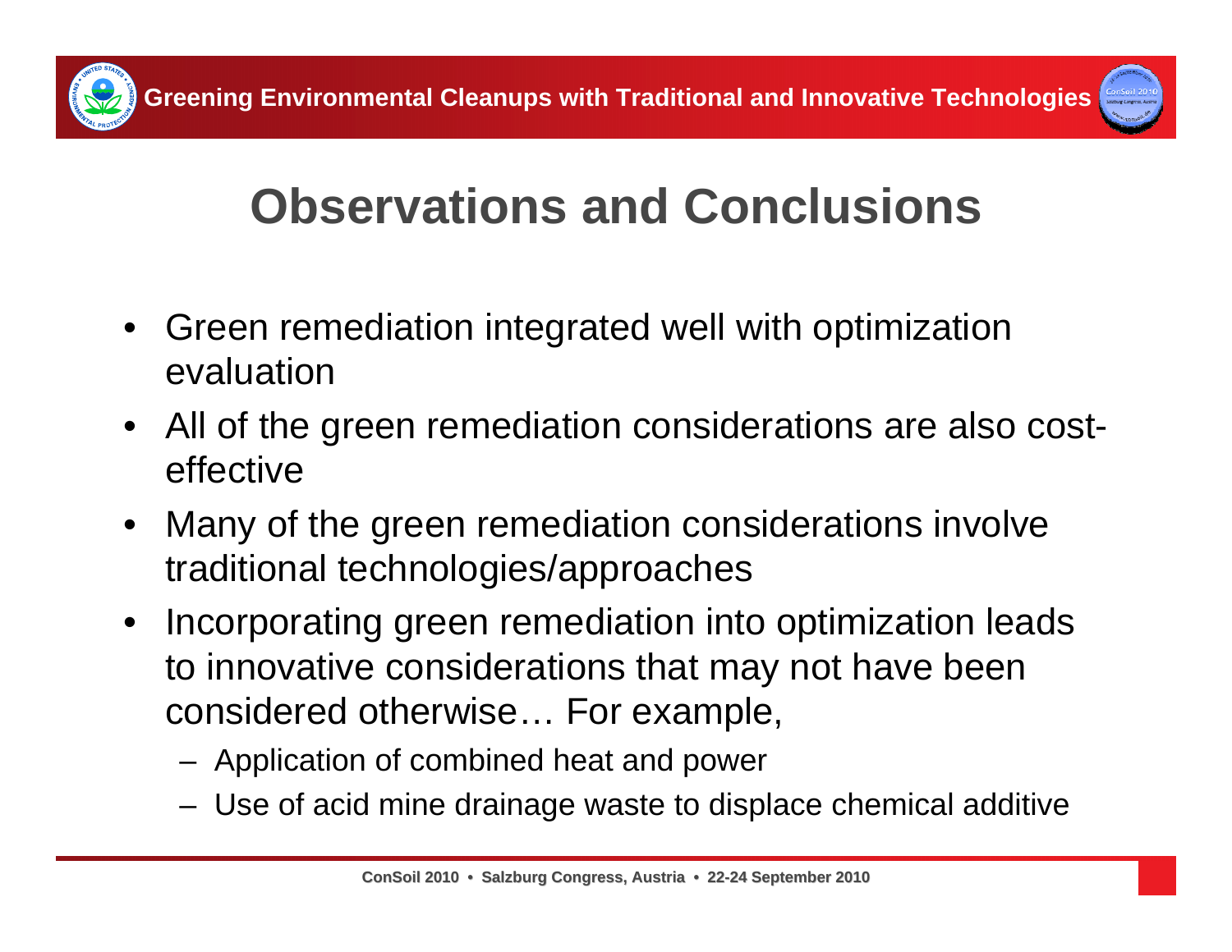# Observations and Conclusions

- Green remediation integrated well with optimization evaluation
- All of the green remediation considerations are also cost-effective
- Many of the green remediation considerations involve traditional technologies/approaches
- Incorporating green remediation into optimization leads to innovative considerations that may not have been considered otherwise… For example,
  - Application of combined heat and power
  - Use of acid mine drainage waste to displace chemical additive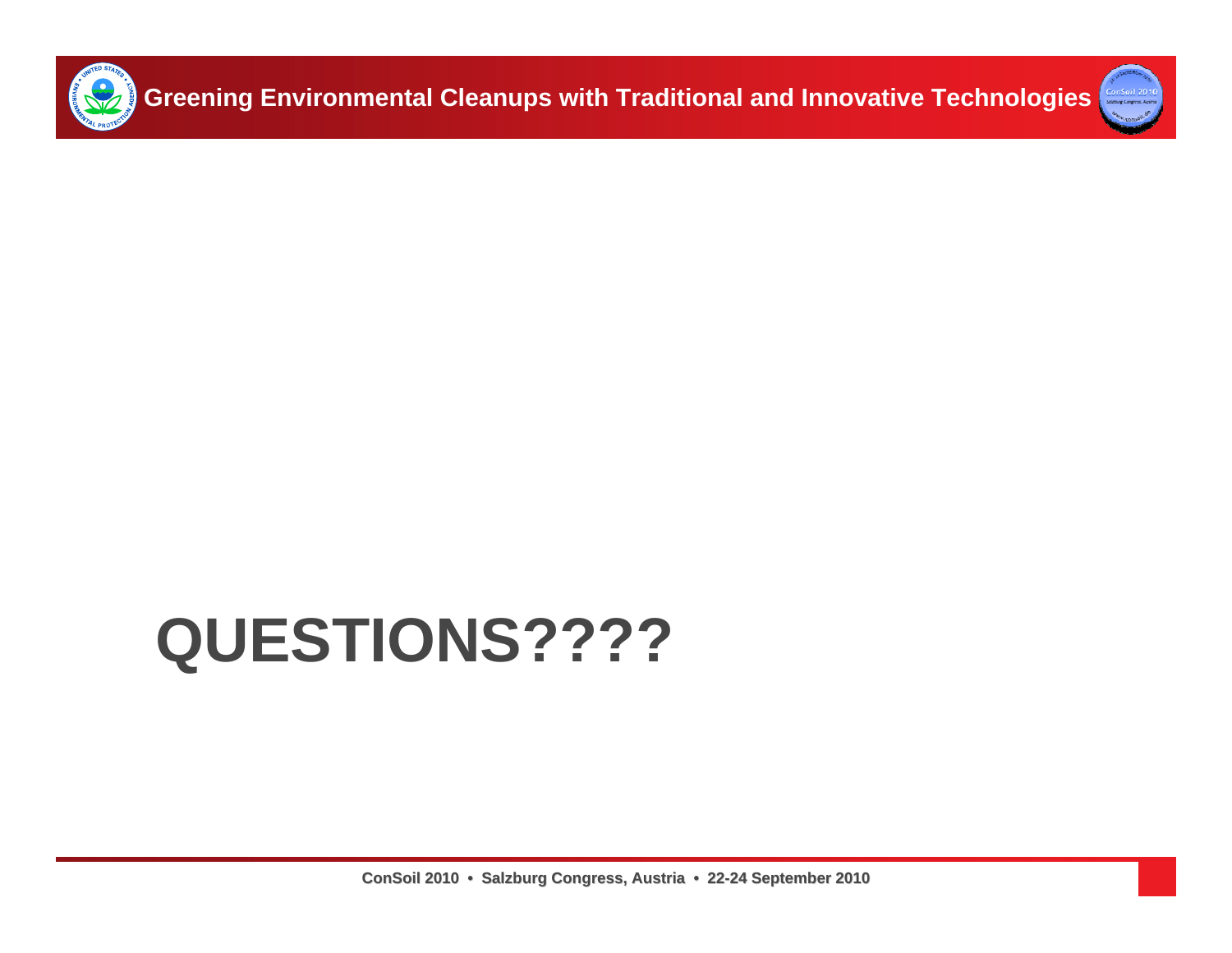# QUESTIONS????